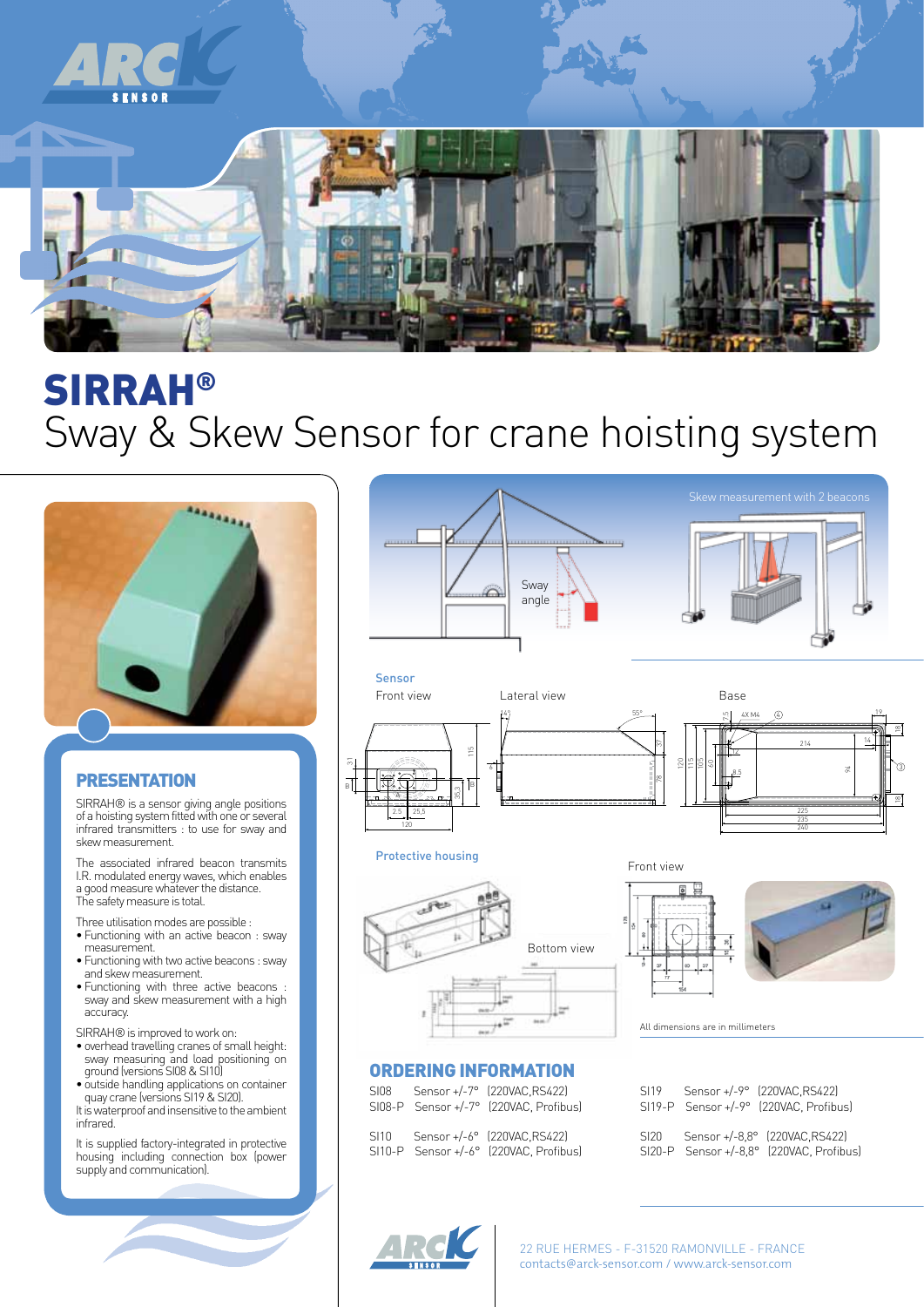# SIRRAH®

## Sway & Skew Sensor for crane hoisting system

## PRESENTATION

SIRRAH® is a sensor giving angle positions of a hoisting system fitted with one or several infrared transmitters : to use for sway and skew measurement.

The associated infrared beacon transmits I.R. modulated energy waves, which enables a good measure whatever the distance. The safety measure is total.

Three utilisation modes are possible :

- Functioning with an active beacon : sway measurement.
- Functioning with two active beacons : sway and skew measurement.
- Functioning with three active beacons : sway and skew measurement with a high accuracy.

SIRRAH® is improved to work on:

- overhead travelling cranes of small height: sway measuring and load positioning on ground (versions SI08 & SI10)
- outside handling applications on container quay crane (versions SI19 & SI20).

It is waterproof and insensitive to the ambient infrared.

It is supplied factory-integrated in protective housing including connection box (power supply and communication).

Sway angle

Skew measurement with 2 beacons

**Sensor**

Front view — Lateral view — Base

**Protective housing**

Bottom view — Front view

All dimensions are in millimeters

## ORDERING INFORMATION

| | | |
|---|---|---|
| SI08 | Sensor +/-7° | (220VAC,RS422) |
| SI08-P | Sensor +/-7° | (220VAC, Profibus) |
| SI10 | Sensor +/-6° | (220VAC,RS422) |
| SI10-P | Sensor +/-6° | (220VAC, Profibus) |
| SI19 | Sensor +/-9° | (220VAC,RS422) |
| SI19-P | Sensor +/-9° | (220VAC, Profibus) |
| SI20 | Sensor +/-8,8° | (220VAC,RS422) |
| SI20-P | Sensor +/-8,8° | (220VAC, Profibus) |

22 RUE HERMES - F-31520 RAMONVILLE - FRANCE
contacts@arck-sensor.com / www.arck-sensor.com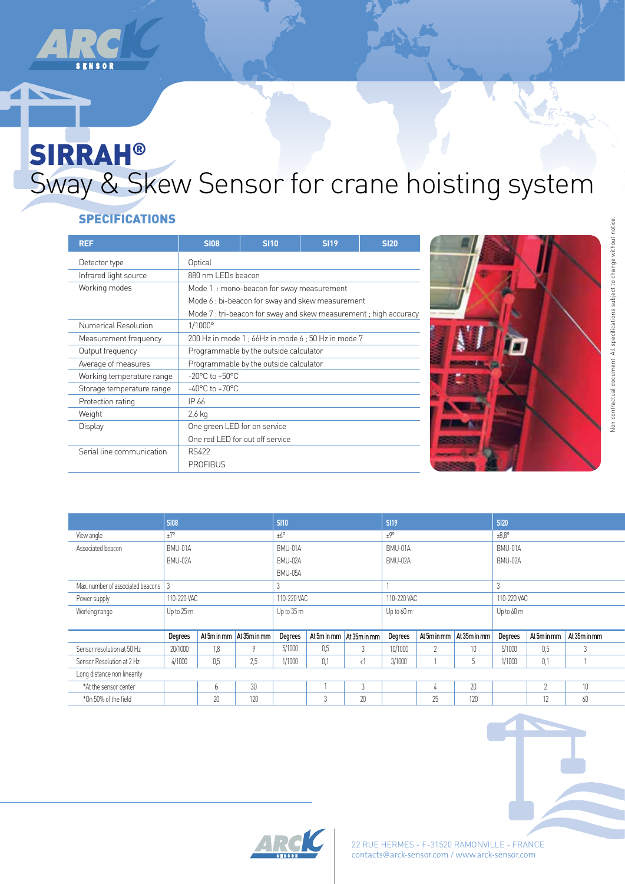# SIRRAH®

## Sway & Skew Sensor for crane hoisting system

### SPECIFICATIONS

| REF | SI08 | SI10 | SI19 | SI20 |
|---|---|---|---|---|
| Detector type | Optical | | | |
| Infrared light source | 880 nm LEDs beacon | | | |
| Working modes | Mode 1 : mono-beacon for sway measurement<br>Mode 6 : bi-beacon for sway and skew measurement<br>Mode 7 : tri-beacon for sway and skew measurement ; high accuracy | | | |
| Numerical Resolution | 1/1000° | | | |
| Measurement frequency | 200 Hz in mode 1 ; 66Hz in mode 6 ; 50 Hz in mode 7 | | | |
| Output frequency | Programmable by the outside calculator | | | |
| Average of measures | Programmable by the outside calculator | | | |
| Working temperature range | -20°C to +50°C | | | |
| Storage temperature range | -40°C to +70°C | | | |
| Protection rating | IP 66 | | | |
| Weight | 2,6 kg | | | |
| Display | One green LED for on service<br>One red LED for out off service | | | |
| Serial line communication | RS422<br>PROFIBUS | | | |

| | SI08 | | | SI10 | | | SI19 | | | SI20 | | |
|---|---|---|---|---|---|---|---|---|---|---|---|---|
| View angle | ±7° | | | ±6° | | | ±9° | | | ±8,8° | | |
| Associated beacon | BMU-01A<br>BMU-02A | | | BMU-01A<br>BMU-02A<br>BMU-05A | | | BMU-01A<br>BMU-02A | | | BMU-01A<br>BMU-02A | | |
| Max. number of associated beacons | 3 | | | 3 | | | 1 | | | 3 | | |
| Power supply | 110-220 VAC | | | 110-220 VAC | | | 110-220 VAC | | | 110-220 VAC | | |
| Working range | Up to 25 m | | | Up to 35 m | | | Up to 60 m | | | Up to 60 m | | |
| | Degrees | At 5m in mm | At 35m in mm | Degrees | At 5m in mm | At 35m in mm | Degrees | At 5m in mm | At 35m in mm | Degrees | At 5m in mm | At 35m in mm |
| Sensor resolution at 50 Hz | 20/1000 | 1,8 | 9 | 5/1000 | 0,5 | 3 | 10/1000 | 2 | 10 | 5/1000 | 0,5 | 3 |
| Sensor Resolution at 2 Hz | 4/1000 | 0,5 | 2,5 | 1/1000 | 0,1 | <1 | 3/1000 | 1 | 5 | 1/1000 | 0,1 | 1 |
| Long distance non linearity | | | | | | | | | | | | |
| *At the sensor center | | 6 | 30 | | 1 | 3 | | 4 | 20 | | 2 | 10 |
| *On 50% of the field | | 20 | 120 | | 3 | 20 | | 25 | 120 | | 12 | 60 |

Non contractual document. All specifications subject to change without notice.

22 RUE HERMES - F-31520 RAMONVILLE - FRANCE
contacts@arck-sensor.com / www.arck-sensor.com